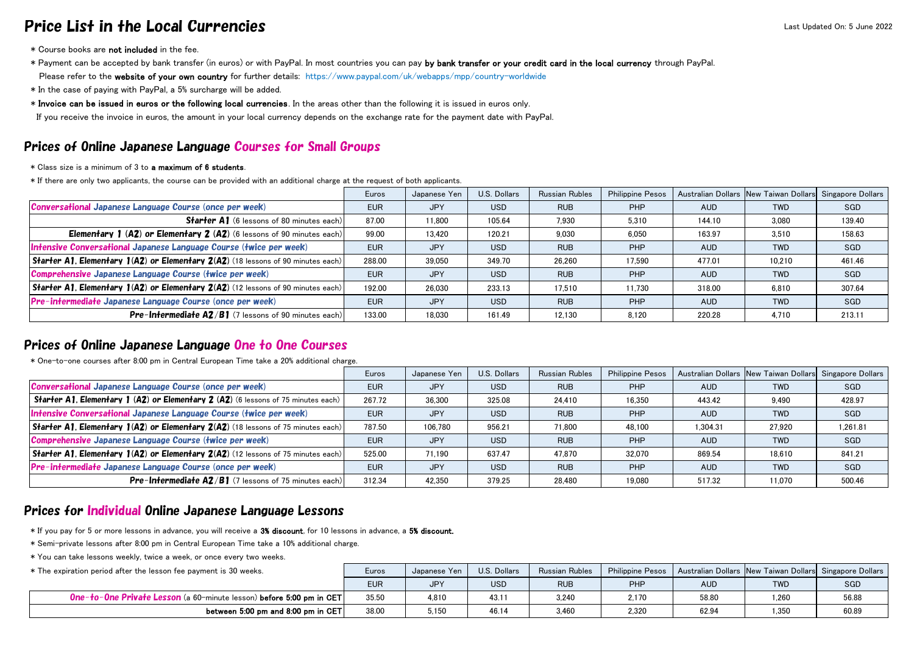# Price List in the Local Currencies

Last Updated On: 5 June 2022

* Course books are **not included** in the fee.
* Payment can be accepted by bank transfer (in euros) or with PayPal. In most countries you can pay **by bank transfer or your credit card in the local currency** through PayPal.
  Please refer to the **website of your own country** for further details: https://www.paypal.com/uk/webapps/mpp/country-worldwide
* In the case of paying with PayPal, a 5% surcharge will be added.
* **Invoice can be issued in euros or the following local currencies**. In the areas other than the following it is issued in euros only.
  If you receive the invoice in euros, the amount in your local currency depends on the exchange rate for the payment date with PayPal.

## Prices of Online Japanese Language Courses for Small Groups

* Class size is a minimum of 3 to **a maximum of 6 students**.
* If there are only two applicants, the course can be provided with an additional charge at the request of both applicants.

| | Euros | Japanese Yen | U.S. Dollars | Russian Rubles | Philippine Pesos | Australian Dollars | New Taiwan Dollars | Singapore Dollars |
|---|---|---|---|---|---|---|---|---|
| **Conversational Japanese Language Course (once per week)** | EUR | JPY | USD | RUB | PHP | AUD | TWD | SGD |
| **Starter A1** (6 lessons of 80 minutes each) | 87.00 | 11,800 | 105.64 | 7,930 | 5,310 | 144.10 | 3,080 | 139.40 |
| **Elementary 1 (A2) or Elementary 2 (A2)** (6 lessons of 90 minutes each) | 99.00 | 13,420 | 120.21 | 9,030 | 6,050 | 163.97 | 3,510 | 158.63 |
| **Intensive Conversational Japanese Language Course (twice per week)** | EUR | JPY | USD | RUB | PHP | AUD | TWD | SGD |
| **Starter A1, Elementary 1(A2) or Elementary 2(A2)** (18 lessons of 90 minutes each) | 288.00 | 39,050 | 349.70 | 26,260 | 17,590 | 477.01 | 10,210 | 461.46 |
| **Comprehensive Japanese Language Course (twice per week)** | EUR | JPY | USD | RUB | PHP | AUD | TWD | SGD |
| **Starter A1, Elementary 1(A2) or Elementary 2(A2)** (12 lessons of 90 minutes each) | 192.00 | 26,030 | 233.13 | 17,510 | 11,730 | 318.00 | 6,810 | 307.64 |
| **Pre-intermediate Japanese Language Course (once per week)** | EUR | JPY | USD | RUB | PHP | AUD | TWD | SGD |
| **Pre-Intermediate A2/B1** (7 lessons of 90 minutes each) | 133.00 | 18,030 | 161.49 | 12,130 | 8,120 | 220.28 | 4,710 | 213.11 |

## Prices of Online Japanese Language One to One Courses

* One-to-one courses after 8:00 pm in Central European Time take a 20% additional charge.

| | Euros | Japanese Yen | U.S. Dollars | Russian Rubles | Philippine Pesos | Australian Dollars | New Taiwan Dollars | Singapore Dollars |
|---|---|---|---|---|---|---|---|---|
| **Conversational Japanese Language Course (once per week)** | EUR | JPY | USD | RUB | PHP | AUD | TWD | SGD |
| **Starter A1, Elementary 1 (A2) or Elementary 2 (A2)** (6 lessons of 75 minutes each) | 267.72 | 36,300 | 325.08 | 24,410 | 16,350 | 443.42 | 9,490 | 428.97 |
| **Intensive Conversational Japanese Language Course (twice per week)** | EUR | JPY | USD | RUB | PHP | AUD | TWD | SGD |
| **Starter A1, Elementary 1(A2) or Elementary 2(A2)** (18 lessons of 75 minutes each) | 787.50 | 106,780 | 956.21 | 71,800 | 48,100 | 1,304.31 | 27,920 | 1,261.81 |
| **Comprehensive Japanese Language Course (twice per week)** | EUR | JPY | USD | RUB | PHP | AUD | TWD | SGD |
| **Starter A1, Elementary 1(A2) or Elementary 2(A2)** (12 lessons of 75 minutes each) | 525.00 | 71,190 | 637.47 | 47,870 | 32,070 | 869.54 | 18,610 | 841.21 |
| **Pre-intermediate Japanese Language Course (once per week)** | EUR | JPY | USD | RUB | PHP | AUD | TWD | SGD |
| **Pre-Intermediate A2/B1** (7 lessons of 75 minutes each) | 312.34 | 42,350 | 379.25 | 28,480 | 19,080 | 517.32 | 11,070 | 500.46 |

## Prices for Individual Online Japanese Language Lessons

* If you pay for 5 or more lessons in advance, you will receive a **3% discount**, for 10 lessons in advance, a **5% discount.**
* Semi-private lessons after 8:00 pm in Central European Time take a 10% additional charge.
* You can take lessons weekly, twice a week, or once every two weeks.
* The expiration period after the lesson fee payment is 30 weeks.

| | Euros | Japanese Yen | U.S. Dollars | Russian Rubles | Philippine Pesos | Australian Dollars | New Taiwan Dollars | Singapore Dollars |
|---|---|---|---|---|---|---|---|---|
| | EUR | JPY | USD | RUB | PHP | AUD | TWD | SGD |
| **One-to-One Private Lesson** (a 60-minute lesson) **before 5:00 pm in CET** | 35.50 | 4,810 | 43.11 | 3,240 | 2,170 | 58.80 | 1,260 | 56.88 |
| **between 5:00 pm and 8:00 pm in CET** | 38.00 | 5,150 | 46.14 | 3,460 | 2,320 | 62.94 | 1,350 | 60.89 |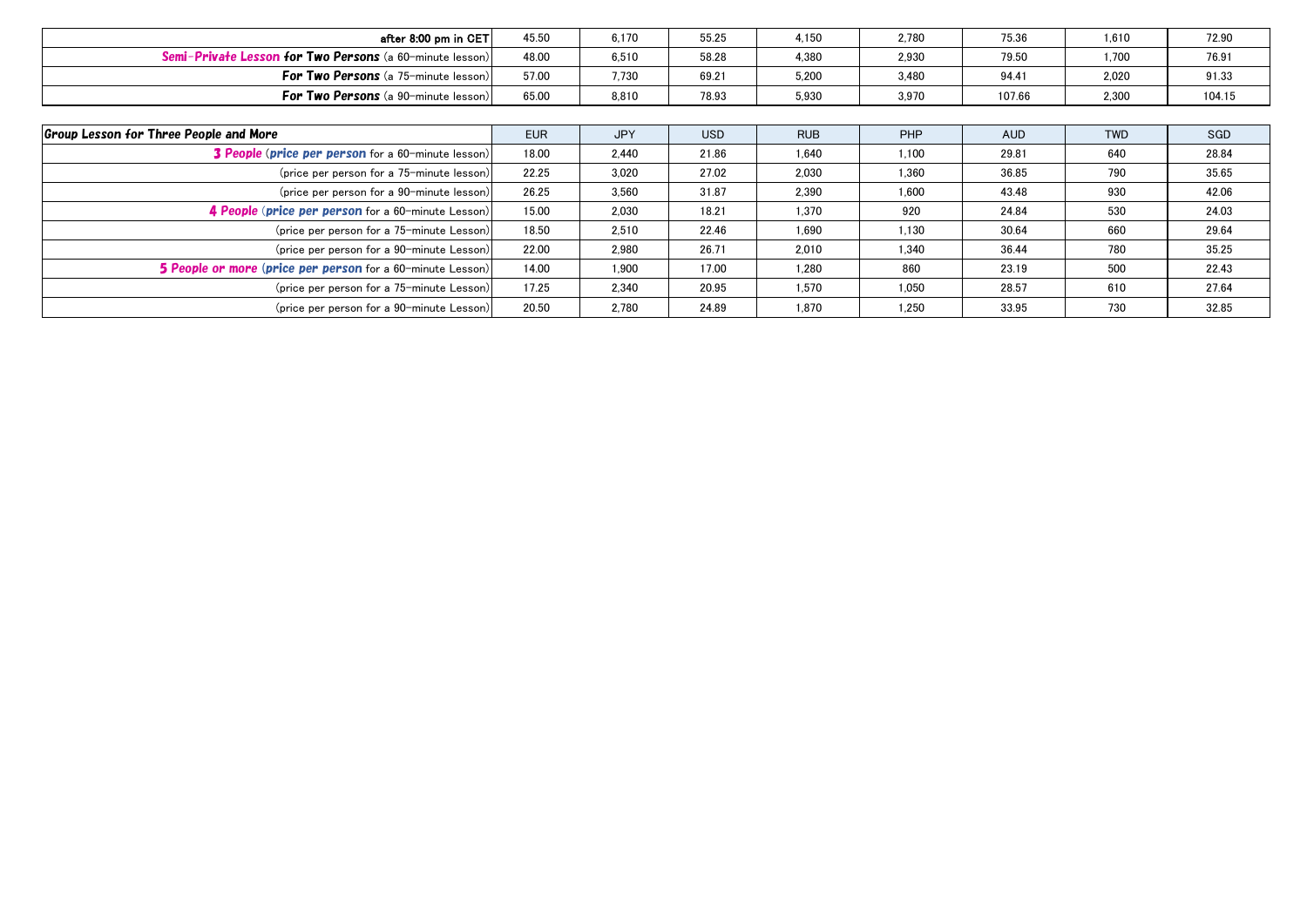| | | | | | | | | |
|---|---|---|---|---|---|---|---|---|
| **after 8:00 pm in CET** | 45.50 | 6,170 | 55.25 | 4,150 | 2,780 | 75.36 | 1,610 | 72.90 |
| **Semi-Private Lesson for Two Persons** (a 60-minute lesson) | 48.00 | 6,510 | 58.28 | 4,380 | 2,930 | 79.50 | 1,700 | 76.91 |
| **For Two Persons** (a 75-minute lesson) | 57.00 | 7,730 | 69.21 | 5,200 | 3,480 | 94.41 | 2,020 | 91.33 |
| **For Two Persons** (a 90-minute lesson) | 65.00 | 8,810 | 78.93 | 5,930 | 3,970 | 107.66 | 2,300 | 104.15 |

| Group Lesson for Three People and More | EUR | JPY | USD | RUB | PHP | AUD | TWD | SGD |
|---|---|---|---|---|---|---|---|---|
| **3 People** (**price per person** for a 60-minute lesson) | 18.00 | 2,440 | 21.86 | 1,640 | 1,100 | 29.81 | 640 | 28.84 |
| (price per person for a 75-minute lesson) | 22.25 | 3,020 | 27.02 | 2,030 | 1,360 | 36.85 | 790 | 35.65 |
| (price per person for a 90-minute lesson) | 26.25 | 3,560 | 31.87 | 2,390 | 1,600 | 43.48 | 930 | 42.06 |
| **4 People** (**price per person** for a 60-minute Lesson) | 15.00 | 2,030 | 18.21 | 1,370 | 920 | 24.84 | 530 | 24.03 |
| (price per person for a 75-minute Lesson) | 18.50 | 2,510 | 22.46 | 1,690 | 1,130 | 30.64 | 660 | 29.64 |
| (price per person for a 90-minute Lesson) | 22.00 | 2,980 | 26.71 | 2,010 | 1,340 | 36.44 | 780 | 35.25 |
| **5 People or more** (**price per person** for a 60-minute Lesson) | 14.00 | 1,900 | 17.00 | 1,280 | 860 | 23.19 | 500 | 22.43 |
| (price per person for a 75-minute Lesson) | 17.25 | 2,340 | 20.95 | 1,570 | 1,050 | 28.57 | 610 | 27.64 |
| (price per person for a 90-minute Lesson) | 20.50 | 2,780 | 24.89 | 1,870 | 1,250 | 33.95 | 730 | 32.85 |